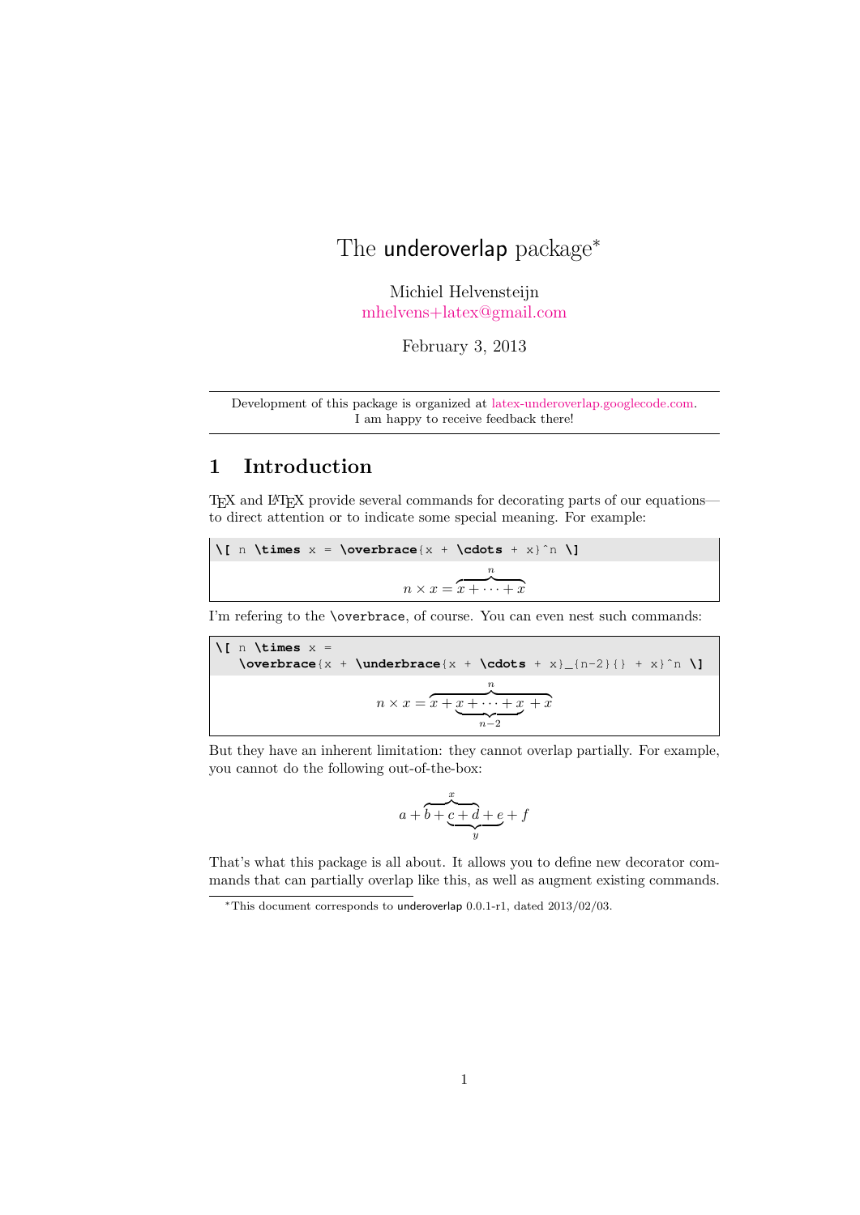# The underoverlap package*

Michiel Helvensteijn
mhelvens+latex@gmail.com

February 3, 2013

---

Development of this package is organized at latex-underoverlap.googlecode.com.
I am happy to receive feedback there!

---

## 1 Introduction

TeX and LaTeX provide several commands for decorating parts of our equations—to direct attention or to indicate some special meaning. For example:

```
\[ n \times x = \overbrace{x + \cdots + x}^n \]
```

$$n \times x = \overbrace{x + \cdots + x}^n$$

I'm refering to the `\overbrace`, of course. You can even nest such commands:

```
\[ n \times x =
   \overbrace{x + \underbrace{x + \cdots + x}_{n-2}{} + x}^n \]
```

$$n \times x = \overbrace{x + \underbrace{x + \cdots + x}_{n-2}{} + x}^n$$

But they have an inherent limitation: they cannot overlap partially. For example, you cannot do the following out-of-the-box:

$$a + \overbrace{b + c}^{x}\!\!\!\underbrace{\;+ d + e}_{y} + f$$

That's what this package is all about. It allows you to define new decorator commands that can partially overlap like this, as well as augment existing commands.

---

*This document corresponds to underoverlap 0.0.1-r1, dated 2013/02/03.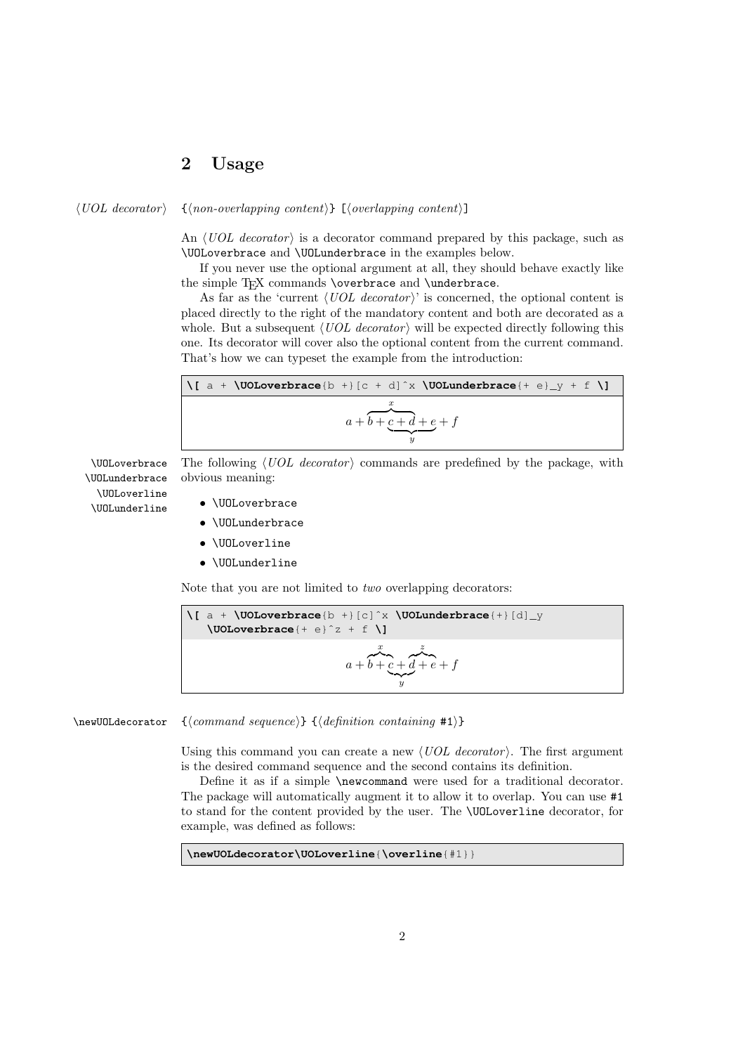## 2 Usage

⟨*UOL decorator*⟩ `{`⟨*non-overlapping content*⟩`}` `[`⟨*overlapping content*⟩`]`

An ⟨*UOL decorator*⟩ is a decorator command prepared by this package, such as `\UOLoverbrace` and `\UOLunderbrace` in the examples below.

If you never use the optional argument at all, they should behave exactly like the simple TeX commands `\overbrace` and `\underbrace`.

As far as the 'current ⟨*UOL decorator*⟩' is concerned, the optional content is placed directly to the right of the mandatory content and both are decorated as a whole. But a subsequent ⟨*UOL decorator*⟩ will be expected directly following this one. Its decorator will cover also the optional content from the current command. That's how we can typeset the example from the introduction:

```
\[ a + \UOLoverbrace{b +}[c + d]^x \UOLunderbrace{+ e}_y + f \]
```

$$a + \overbrace{b + c + d}^{x} + e + f \quad (\text{with } \underbrace{c + d + e}_{y})$$

`\UOLoverbrace` `\UOLunderbrace` `\UOLoverline` `\UOLunderline`

The following ⟨*UOL decorator*⟩ commands are predefined by the package, with obvious meaning:

- `\UOLoverbrace`
- `\UOLunderbrace`
- `\UOLoverline`
- `\UOLunderline`

Note that you are not limited to *two* overlapping decorators:

```
\[ a + \UOLoverbrace{b +}[c]^x \UOLunderbrace{+}[d]_y
   \UOLoverbrace{+ e}^z + f \]
```

$$a + \overbrace{b + c}^{x} + d + e + f \quad (\text{with } \underbrace{c + d}_{y},\ \overbrace{d + e}^{z})$$

`\newUOLdecorator` `{`⟨*command sequence*⟩`}` `{`⟨*definition containing* `#1`⟩`}`

Using this command you can create a new ⟨*UOL decorator*⟩. The first argument is the desired command sequence and the second contains its definition.

Define it as if a simple `\newcommand` were used for a traditional decorator. The package will automatically augment it to allow it to overlap. You can use `#1` to stand for the content provided by the user. The `\UOLoverline` decorator, for example, was defined as follows:

```
\newUOLdecorator\UOLoverline{\overline{#1}}
```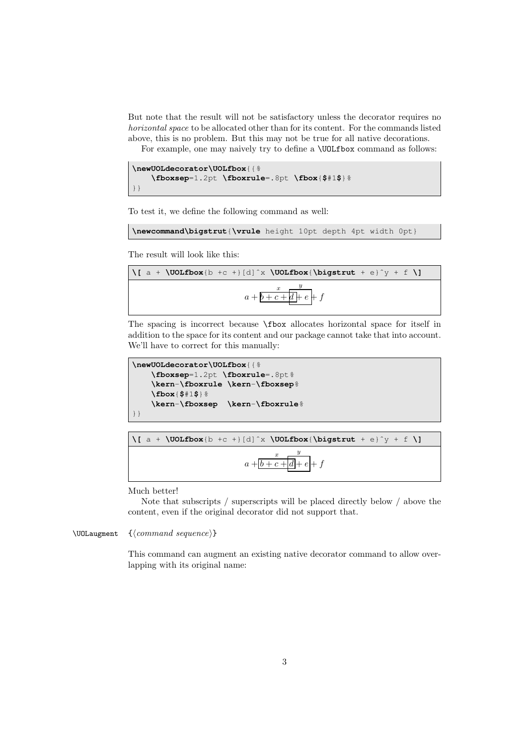But note that the result will not be satisfactory unless the decorator requires no *horizontal space* to be allocated other than for its content. For the commands listed above, this is no problem. But this may not be true for all native decorations.

For example, one may naively try to define a `\UOLfbox` command as follows:

```
\newUOLdecorator\UOLfbox{{%
    \fboxsep=1.2pt \fboxrule=.8pt \fbox{$#1$}%
}}
```

To test it, we define the following command as well:

```
\newcommand\bigstrut{\vrule height 10pt depth 4pt width 0pt}
```

The result will look like this:

```
\[ a + \UOLfbox{b +c +}[d]^x \UOLfbox{\bigstrut + e}^y + f \]
```

$$a + \overset{x}{\boxed{b + c +}}\boxed{d} \overset{y}{\boxed{+ e}} + f$$

The spacing is incorrect because `\fbox` allocates horizontal space for itself in addition to the space for its content and our package cannot take that into account. We'll have to correct for this manually:

```
\newUOLdecorator\UOLfbox{{%
    \fboxsep=1.2pt \fboxrule=.8pt%
    \kern-\fboxrule \kern-\fboxsep%
    \fbox{$#1$}%
    \kern-\fboxsep  \kern-\fboxrule%
}}
```

```
\[ a + \UOLfbox{b +c +}[d]^x \UOLfbox{\bigstrut + e}^y + f \]
```

$$a + \overset{x}{\boxed{b + c +}}\boxed{d} \overset{y}{\boxed{+ e}} + f$$

Much better!

Note that subscripts / superscripts will be placed directly below / above the content, even if the original decorator did not support that.

`\UOLaugment` {⟨*command sequence*⟩}

This command can augment an existing native decorator command to allow overlapping with its original name: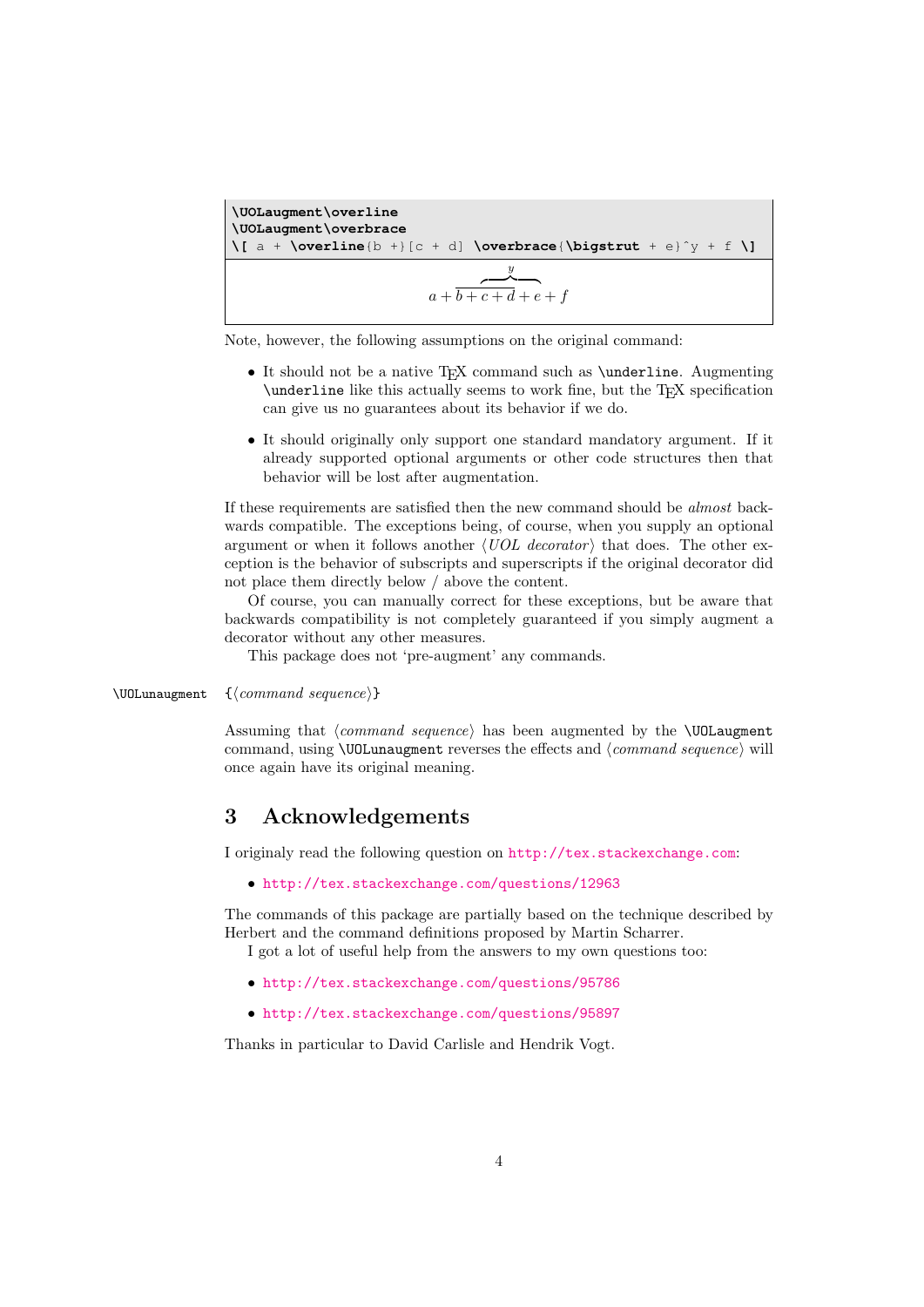```
\UOLaugment\overline
\UOLaugment\overbrace
\[ a + \overline{b +}[c + d] \overbrace{\bigstrut + e}^y + f \]
```

$$a + \overline{b + c + d} + e + f$$

Note, however, the following assumptions on the original command:

- It should not be a native TeX command such as `\underline`. Augmenting `\underline` like this actually seems to work fine, but the TeX specification can give us no guarantees about its behavior if we do.
- It should originally only support one standard mandatory argument. If it already supported optional arguments or other code structures then that behavior will be lost after augmentation.

If these requirements are satisfied then the new command should be *almost* backwards compatible. The exceptions being, of course, when you supply an optional argument or when it follows another ⟨*UOL decorator*⟩ that does. The other exception is the behavior of subscripts and superscripts if the original decorator did not place them directly below / above the content.

Of course, you can manually correct for these exceptions, but be aware that backwards compatibility is not completely guaranteed if you simply augment a decorator without any other measures.

This package does not 'pre-augment' any commands.

`\UOLunaugment` {⟨*command sequence*⟩}

Assuming that ⟨*command sequence*⟩ has been augmented by the `\UOLaugment` command, using `\UOLunaugment` reverses the effects and ⟨*command sequence*⟩ will once again have its original meaning.

## 3 Acknowledgements

I originaly read the following question on http://tex.stackexchange.com:

- http://tex.stackexchange.com/questions/12963

The commands of this package are partially based on the technique described by Herbert and the command definitions proposed by Martin Scharrer.

I got a lot of useful help from the answers to my own questions too:

- http://tex.stackexchange.com/questions/95786
- http://tex.stackexchange.com/questions/95897

Thanks in particular to David Carlisle and Hendrik Vogt.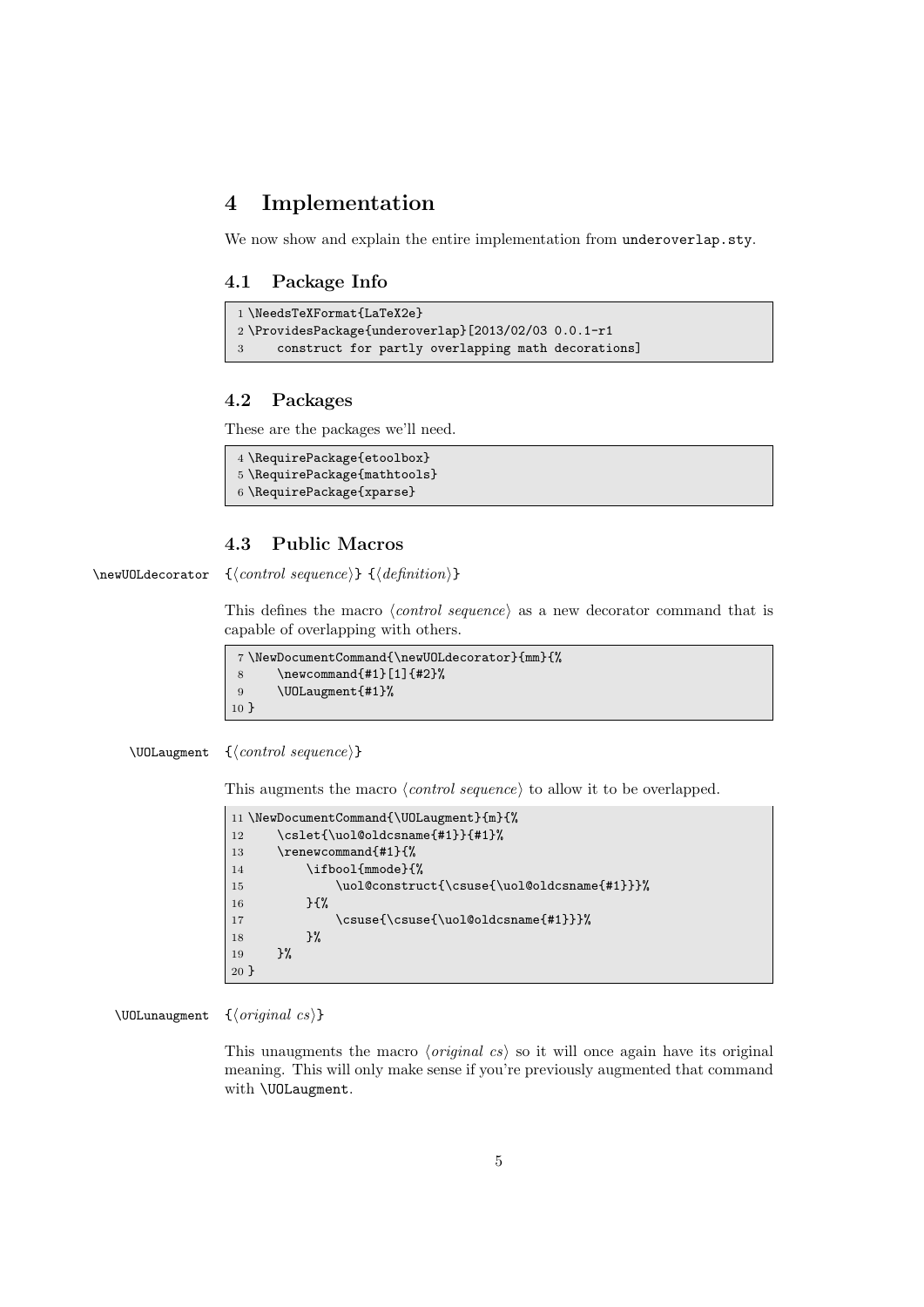# 4 Implementation

We now show and explain the entire implementation from `underoverlap.sty`.

## 4.1 Package Info

```
1 \NeedsTeXFormat{LaTeX2e}
2 \ProvidesPackage{underoverlap}[2013/02/03 0.0.1-r1
3     construct for partly overlapping math decorations]
```

## 4.2 Packages

These are the packages we'll need.

```
4 \RequirePackage{etoolbox}
5 \RequirePackage{mathtools}
6 \RequirePackage{xparse}
```

## 4.3 Public Macros

`\newUOLdecorator` {⟨*control sequence*⟩} {⟨*definition*⟩}

This defines the macro ⟨*control sequence*⟩ as a new decorator command that is capable of overlapping with others.

```
7 \NewDocumentCommand{\newUOLdecorator}{mm}{%
8     \newcommand{#1}[1]{#2}%
9     \UOLaugment{#1}%
10 }
```

`\UOLaugment` {⟨*control sequence*⟩}

This augments the macro ⟨*control sequence*⟩ to allow it to be overlapped.

```
11 \NewDocumentCommand{\UOLaugment}{m}{%
12     \cslet{\uol@oldcsname{#1}}{#1}%
13     \renewcommand{#1}{%
14         \ifbool{mmode}{%
15             \uol@construct{\csuse{\uol@oldcsname{#1}}}%
16         }{%
17             \csuse{\csuse{\uol@oldcsname{#1}}}%
18         }%
19     }%
20 }
```

`\UOLunaugment` {⟨*original cs*⟩}

This unaugments the macro ⟨*original cs*⟩ so it will once again have its original meaning. This will only make sense if you're previously augmented that command with `\UOLaugment`.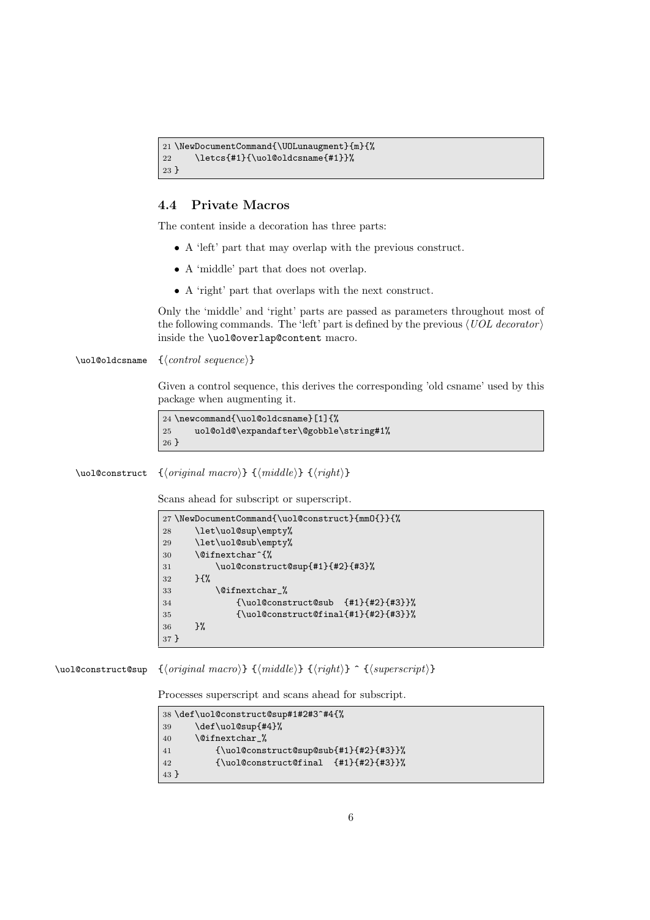```
21 \NewDocumentCommand{\UOLunaugment}{m}{%
22     \letcs{#1}{\uol@oldcsname{#1}}%
23 }
```

### 4.4 Private Macros

The content inside a decoration has three parts:

- A 'left' part that may overlap with the previous construct.
- A 'middle' part that does not overlap.
- A 'right' part that overlaps with the next construct.

Only the 'middle' and 'right' parts are passed as parameters throughout most of the following commands. The 'left' part is defined by the previous ⟨*UOL decorator*⟩ inside the `\uol@overlap@content` macro.

`\uol@oldcsname` {⟨*control sequence*⟩}

Given a control sequence, this derives the corresponding 'old csname' used by this package when augmenting it.

```
24 \newcommand{\uol@oldcsname}[1]{%
25     uol@old@\expandafter\@gobble\string#1%
26 }
```

`\uol@construct` {⟨*original macro*⟩} {⟨*middle*⟩} {⟨*right*⟩}

Scans ahead for subscript or superscript.

```
27 \NewDocumentCommand{\uol@construct}{mmO{}}{%
28     \let\uol@sup\empty%
29     \let\uol@sub\empty%
30     \@ifnextchar^{%
31         \uol@construct@sup{#1}{#2}{#3}%
32     }{%
33         \@ifnextchar_%
34             {\uol@construct@sub  {#1}{#2}{#3}}%
35             {\uol@construct@final{#1}{#2}{#3}}%
36     }%
37 }
```

`\uol@construct@sup` {⟨*original macro*⟩} {⟨*middle*⟩} {⟨*right*⟩} ^ {⟨*superscript*⟩}

Processes superscript and scans ahead for subscript.

```
38 \def\uol@construct@sup#1#2#3^#4{%
39     \def\uol@sup{#4}%
40     \@ifnextchar_%
41         {\uol@construct@sup@sub{#1}{#2}{#3}}%
42         {\uol@construct@final  {#1}{#2}{#3}}%
43 }
```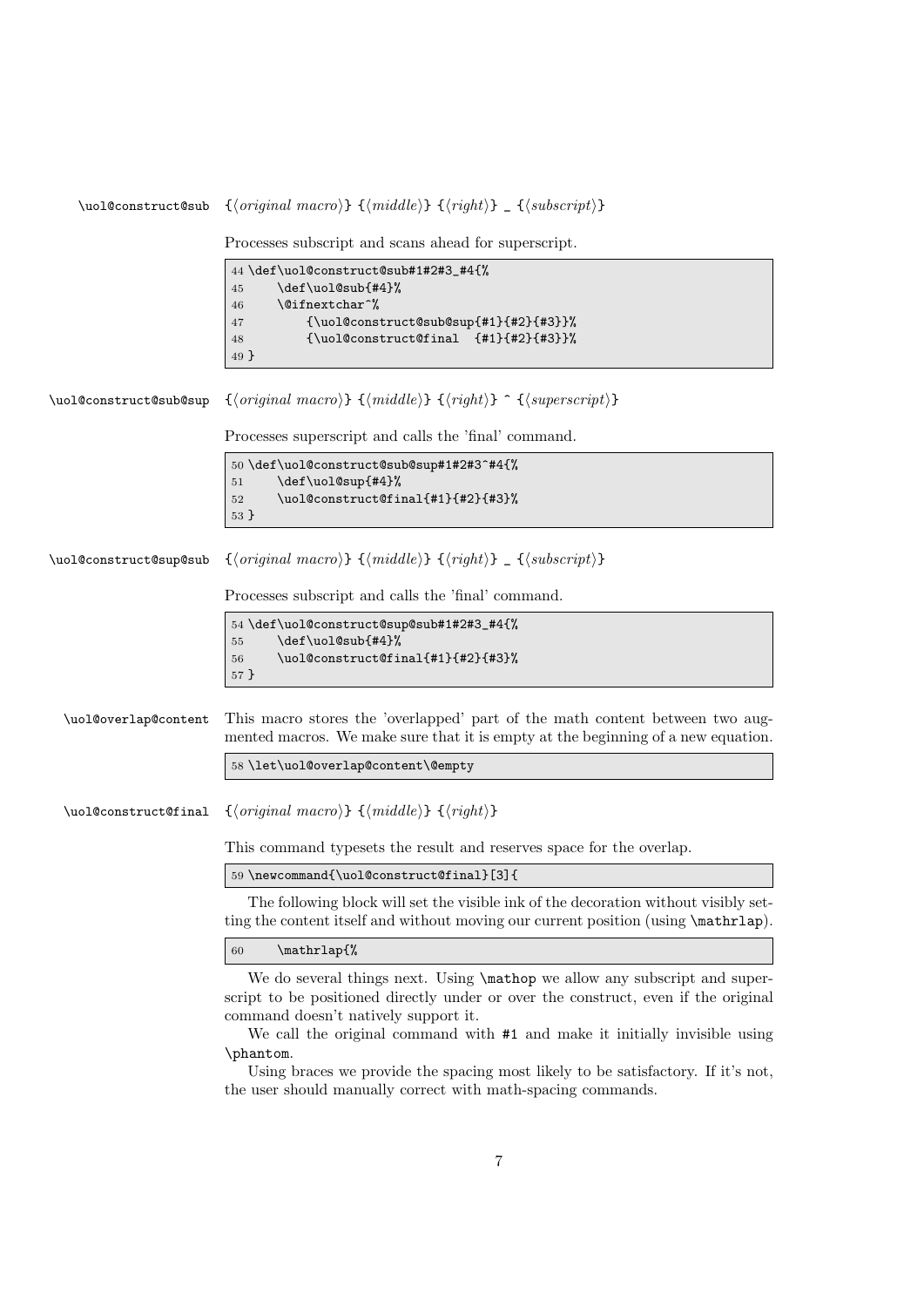`\uol@construct@sub` {⟨*original macro*⟩} {⟨*middle*⟩} {⟨*right*⟩} _ {⟨*subscript*⟩}

Processes subscript and scans ahead for superscript.

```
44 \def\uol@construct@sub#1#2#3_#4{%
45     \def\uol@sub{#4}%
46     \@ifnextchar^%
47         {\uol@construct@sub@sup{#1}{#2}{#3}}%
48         {\uol@construct@final  {#1}{#2}{#3}}%
49 }
```

`\uol@construct@sub@sup` {⟨*original macro*⟩} {⟨*middle*⟩} {⟨*right*⟩} ^ {⟨*superscript*⟩}

Processes superscript and calls the 'final' command.

```
50 \def\uol@construct@sub@sup#1#2#3^#4{%
51     \def\uol@sup{#4}%
52     \uol@construct@final{#1}{#2}{#3}%
53 }
```

`\uol@construct@sup@sub` {⟨*original macro*⟩} {⟨*middle*⟩} {⟨*right*⟩} _ {⟨*subscript*⟩}

Processes subscript and calls the 'final' command.

```
54 \def\uol@construct@sup@sub#1#2#3_#4{%
55     \def\uol@sub{#4}%
56     \uol@construct@final{#1}{#2}{#3}%
57 }
```

`\uol@overlap@content` This macro stores the 'overlapped' part of the math content between two augmented macros. We make sure that it is empty at the beginning of a new equation.

```
58 \let\uol@overlap@content\@empty
```

`\uol@construct@final` {⟨*original macro*⟩} {⟨*middle*⟩} {⟨*right*⟩}

This command typesets the result and reserves space for the overlap.

```
59 \newcommand{\uol@construct@final}[3]{
```

The following block will set the visible ink of the decoration without visibly setting the content itself and without moving our current position (using `\mathrlap`).

```
60     \mathrlap{%
```

We do several things next. Using `\mathop` we allow any subscript and superscript to be positioned directly under or over the construct, even if the original command doesn't natively support it.

We call the original command with `#1` and make it initially invisible using `\phantom`.

Using braces we provide the spacing most likely to be satisfactory. If it's not, the user should manually correct with math-spacing commands.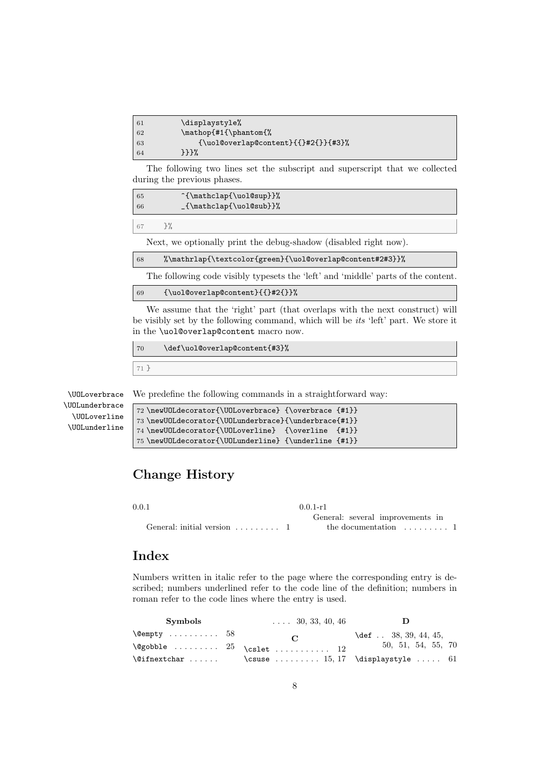```
61        \displaystyle%
62        \mathop{#1{\phantom{%
63            {\uol@overlap@content}{{}#2{}}{#3}%
64        }}}%
```

The following two lines set the subscript and superscript that we collected during the previous phases.

```
65        ^{\mathclap{\uol@sup}}%
66        _{\mathclap{\uol@sub}}%
```

```
67    }%
```

Next, we optionally print the debug-shadow (disabled right now).

```
68    %\mathrlap{\textcolor{green}{\uol@overlap@content#2#3}}%
```

The following code visibly typesets the 'left' and 'middle' parts of the content.

```
69    {\uol@overlap@content}{{}#2{}}%
```

We assume that the 'right' part (that overlaps with the next construct) will be visibly set by the following command, which will be *its* 'left' part. We store it in the `\uol@overlap@content` macro now.

```
70    \def\uol@overlap@content{#3}%
```

```
71 }
```

`\UOLoverbrace` `\UOLunderbrace` `\UOLoverline` `\UOLunderline`

We predefine the following commands in a straightforward way:

```
72 \newUOLdecorator{\UOLoverbrace} {\overbrace {#1}}
73 \newUOLdecorator{\UOLunderbrace}{\underbrace{#1}}
74 \newUOLdecorator{\UOLoverline}  {\overline  {#1}}
75 \newUOLdecorator{\UOLunderline} {\underline {#1}}
```

## Change History

0.0.1

General: initial version . . . . . . . . . 1

0.0.1-r1

General: several improvements in the documentation . . . . . . . . . 1

## Index

Numbers written in italic refer to the page where the corresponding entry is described; numbers underlined refer to the code line of the definition; numbers in roman refer to the code lines where the entry is used.

**Symbols**

`\@empty` . . . . . . . . . . 58
`\@gobble` . . . . . . . . . 25
`\@ifnextchar` . . . . . . . . . 30, 33, 40, 46

**C**

`\cslet` . . . . . . . . . . . 12
`\csuse` . . . . . . . . . 15, 17

**D**

`\def` . . 38, 39, 44, 45, 50, 51, 54, 55, 70
`\displaystyle` . . . . . 61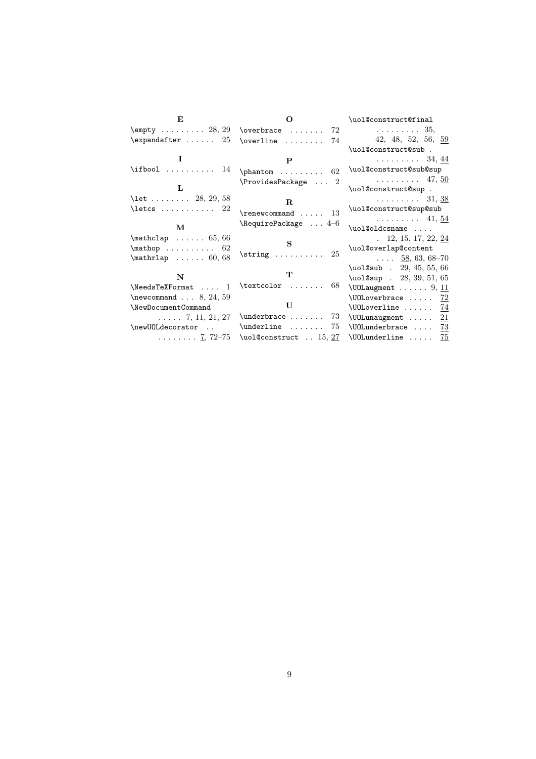**E**

\empty . . . . . . . . . 28, 29
\expandafter . . . . . . 25

**I**

\ifbool . . . . . . . . . . 14

**L**

\let . . . . . . . . 28, 29, 58
\letcs . . . . . . . . . . . 22

**M**

\mathclap . . . . . . 65, 66
\mathop . . . . . . . . . . 62
\mathrlap . . . . . . 60, 68

**N**

\NeedsTeXFormat . . . . 1
\newcommand . . . 8, 24, 59
\NewDocumentCommand . . . . . 7, 11, 21, 27
\newUOLdecorator . . . . . . . . . . 7, 72–75

**O**

\overbrace . . . . . . . 72
\overline . . . . . . . . 74

**P**

\phantom . . . . . . . . . 62
\ProvidesPackage . . . 2

**R**

\renewcommand . . . . . 13
\RequirePackage . . . 4–6

**S**

\string . . . . . . . . . . 25

**T**

\textcolor . . . . . . . 68

**U**

\underbrace . . . . . . . 73
\underline . . . . . . . 75
\uol@construct . . 15, 27
\uol@construct@final . . . . . . . . . 35, 42, 48, 52, 56, 59
\uol@construct@sub . . . . . . . . . . 34, 44
\uol@construct@sub@sup . . . . . . . . . 47, 50
\uol@construct@sup . . . . . . . . . . 31, 38
\uol@construct@sup@sub . . . . . . . . . 41, 54
\uol@oldcsname . . . . . 12, 15, 17, 22, 24
\uol@overlap@content . . . . 58, 63, 68–70
\uol@sub . 29, 45, 55, 66
\uol@sup . 28, 39, 51, 65
\UOLaugment . . . . . . 9, 11
\UOLoverbrace . . . . . 72
\UOLoverline . . . . . . 74
\UOLunaugment . . . . . 21
\UOLunderbrace . . . . 73
\UOLunderline . . . . . 75